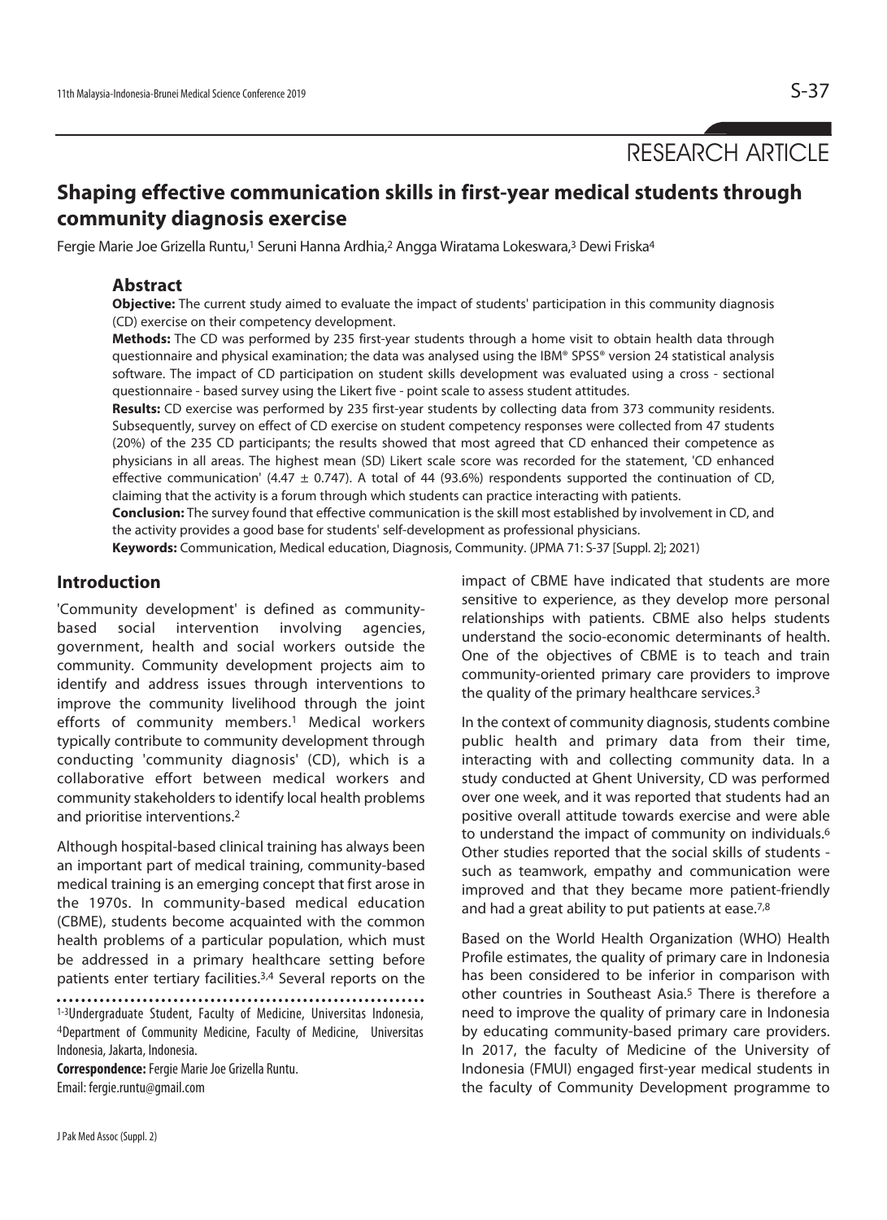RESEARCH ARTICLE

# Shaping effective communication skills in first-year medical students through community diagnosis exercise

Fergie Marie Joe Grizella Runtu,[1] Seruni Hanna Ardhia,[2] Angga Wiratama Lokeswara,[3] Dewi Friska[4]

## Abstract

**Objective:** The current study aimed to evaluate the impact of students' participation in this community diagnosis (CD) exercise on their competency development.

**Methods:** The CD was performed by 235 first-year students through a home visit to obtain health data through questionnaire and physical examination; the data was analysed using the IBM® SPSS® version 24 statistical analysis software. The impact of CD participation on student skills development was evaluated using a cross - sectional questionnaire - based survey using the Likert five - point scale to assess student attitudes.

**Results:** CD exercise was performed by 235 first-year students by collecting data from 373 community residents. Subsequently, survey on effect of CD exercise on student competency responses were collected from 47 students (20%) of the 235 CD participants; the results showed that most agreed that CD enhanced their competence as physicians in all areas. The highest mean (SD) Likert scale score was recorded for the statement, 'CD enhanced effective communication' (4.47 ± 0.747). A total of 44 (93.6%) respondents supported the continuation of CD, claiming that the activity is a forum through which students can practice interacting with patients.

**Conclusion:** The survey found that effective communication is the skill most established by involvement in CD, and the activity provides a good base for students' self-development as professional physicians.

**Keywords:** Communication, Medical education, Diagnosis, Community. (JPMA 71: S-37 [Suppl. 2]; 2021)

## Introduction

'Community development' is defined as community-based social intervention involving agencies, government, health and social workers outside the community. Community development projects aim to identify and address issues through interventions to improve the community livelihood through the joint efforts of community members.[1] Medical workers typically contribute to community development through conducting 'community diagnosis' (CD), which is a collaborative effort between medical workers and community stakeholders to identify local health problems and prioritise interventions.[2]

Although hospital-based clinical training has always been an important part of medical training, community-based medical training is an emerging concept that first arose in the 1970s. In community-based medical education (CBME), students become acquainted with the common health problems of a particular population, which must be addressed in a primary healthcare setting before patients enter tertiary facilities.[3,4] Several reports on the impact of CBME have indicated that students are more sensitive to experience, as they develop more personal relationships with patients. CBME also helps students understand the socio-economic determinants of health. One of the objectives of CBME is to teach and train community-oriented primary care providers to improve the quality of the primary healthcare services.[3]

In the context of community diagnosis, students combine public health and primary data from their time, interacting with and collecting community data. In a study conducted at Ghent University, CD was performed over one week, and it was reported that students had an positive overall attitude towards exercise and were able to understand the impact of community on individuals.[6] Other studies reported that the social skills of students - such as teamwork, empathy and communication were improved and that they became more patient-friendly and had a great ability to put patients at ease.[7,8]

Based on the World Health Organization (WHO) Health Profile estimates, the quality of primary care in Indonesia has been considered to be inferior in comparison with other countries in Southeast Asia.[5] There is therefore a need to improve the quality of primary care in Indonesia by educating community-based primary care providers. In 2017, the faculty of Medicine of the University of Indonesia (FMUI) engaged first-year medical students in the faculty of Community Development programme to

[1-3]Undergraduate Student, Faculty of Medicine, Universitas Indonesia, [4]Department of Community Medicine, Faculty of Medicine, Universitas Indonesia, Jakarta, Indonesia.

**Correspondence:** Fergie Marie Joe Grizella Runtu.
Email: fergie.runtu@gmail.com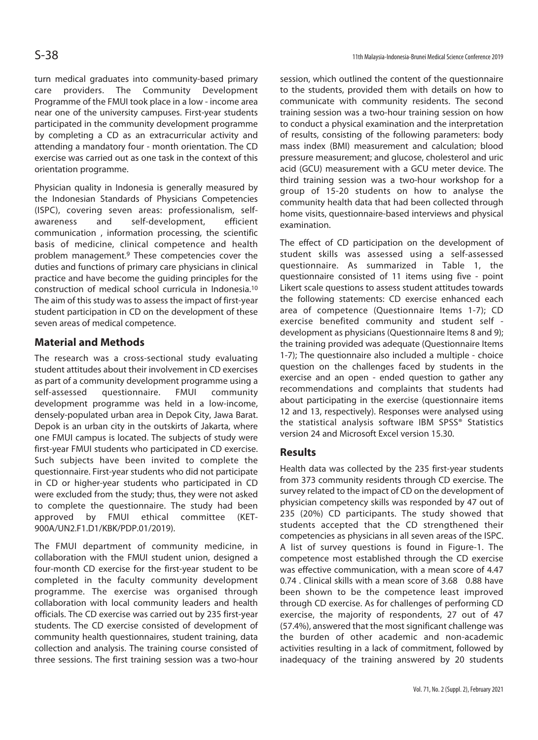turn medical graduates into community-based primary care providers. The Community Development Programme of the FMUI took place in a low - income area near one of the university campuses. First-year students participated in the community development programme by completing a CD as an extracurricular activity and attending a mandatory four - month orientation. The CD exercise was carried out as one task in the context of this orientation programme.

Physician quality in Indonesia is generally measured by the Indonesian Standards of Physicians Competencies (ISPC), covering seven areas: professionalism, self-awareness and self-development, efficient communication , information processing, the scientific basis of medicine, clinical competence and health problem management.[9] These competencies cover the duties and functions of primary care physicians in clinical practice and have become the guiding principles for the construction of medical school curricula in Indonesia.[10] The aim of this study was to assess the impact of first-year student participation in CD on the development of these seven areas of medical competence.

## Material and Methods

The research was a cross-sectional study evaluating student attitudes about their involvement in CD exercises as part of a community development programme using a self-assessed questionnaire. FMUI community development programme was held in a low-income, densely-populated urban area in Depok City, Jawa Barat. Depok is an urban city in the outskirts of Jakarta, where one FMUI campus is located. The subjects of study were first-year FMUI students who participated in CD exercise. Such subjects have been invited to complete the questionnaire. First-year students who did not participate in CD or higher-year students who participated in CD were excluded from the study; thus, they were not asked to complete the questionnaire. The study had been approved by FMUI ethical committee (KET-900A/UN2.F1.D1/KBK/PDP.01/2019).

The FMUI department of community medicine, in collaboration with the FMUI student union, designed a four-month CD exercise for the first-year student to be completed in the faculty community development programme. The exercise was organised through collaboration with local community leaders and health officials. The CD exercise was carried out by 235 first-year students. The CD exercise consisted of development of community health questionnaires, student training, data collection and analysis. The training course consisted of three sessions. The first training session was a two-hour session, which outlined the content of the questionnaire to the students, provided them with details on how to communicate with community residents. The second training session was a two-hour training session on how to conduct a physical examination and the interpretation of results, consisting of the following parameters: body mass index (BMI) measurement and calculation; blood pressure measurement; and glucose, cholesterol and uric acid (GCU) measurement with a GCU meter device. The third training session was a two-hour workshop for a group of 15-20 students on how to analyse the community health data that had been collected through home visits, questionnaire-based interviews and physical examination.

The effect of CD participation on the development of student skills was assessed using a self-assessed questionnaire. As summarized in Table 1, the questionnaire consisted of 11 items using five - point Likert scale questions to assess student attitudes towards the following statements: CD exercise enhanced each area of competence (Questionnaire Items 1-7); CD exercise benefited community and student self - development as physicians (Questionnaire Items 8 and 9); the training provided was adequate (Questionnaire Items 1-7); The questionnaire also included a multiple - choice question on the challenges faced by students in the exercise and an open - ended question to gather any recommendations and complaints that students had about participating in the exercise (questionnaire items 12 and 13, respectively). Responses were analysed using the statistical analysis software IBM SPSS® Statistics version 24 and Microsoft Excel version 15.30.

## Results

Health data was collected by the 235 first-year students from 373 community residents through CD exercise. The survey related to the impact of CD on the development of physician competency skills was responded by 47 out of 235 (20%) CD participants. The study showed that students accepted that the CD strengthened their competencies as physicians in all seven areas of the ISPC. A list of survey questions is found in Figure-1. The competence most established through the CD exercise was effective communication, with a mean score of 4.47 0.74 . Clinical skills with a mean score of 3.68 0.88 have been shown to be the competence least improved through CD exercise. As for challenges of performing CD exercise, the majority of respondents, 27 out of 47 (57.4%), answered that the most significant challenge was the burden of other academic and non-academic activities resulting in a lack of commitment, followed by inadequacy of the training answered by 20 students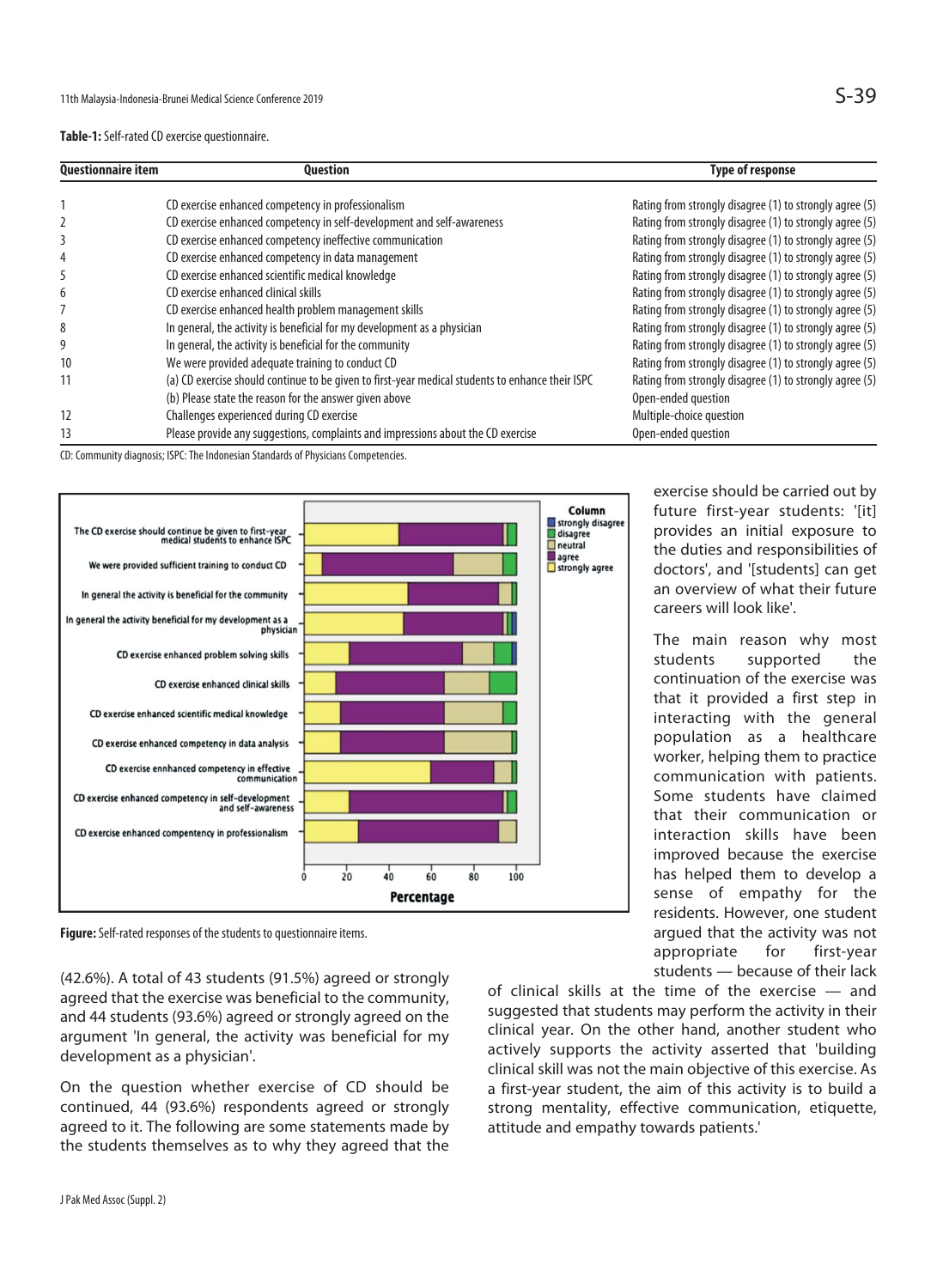**Table-1:** Self-rated CD exercise questionnaire.

| Questionnaire item | Question | Type of response |
|---|---|---|
| 1 | CD exercise enhanced competency in professionalism | Rating from strongly disagree (1) to strongly agree (5) |
| 2 | CD exercise enhanced competency in self-development and self-awareness | Rating from strongly disagree (1) to strongly agree (5) |
| 3 | CD exercise enhanced competency ineffective communication | Rating from strongly disagree (1) to strongly agree (5) |
| 4 | CD exercise enhanced competency in data management | Rating from strongly disagree (1) to strongly agree (5) |
| 5 | CD exercise enhanced scientific medical knowledge | Rating from strongly disagree (1) to strongly agree (5) |
| 6 | CD exercise enhanced clinical skills | Rating from strongly disagree (1) to strongly agree (5) |
| 7 | CD exercise enhanced health problem management skills | Rating from strongly disagree (1) to strongly agree (5) |
| 8 | In general, the activity is beneficial for my development as a physician | Rating from strongly disagree (1) to strongly agree (5) |
| 9 | In general, the activity is beneficial for the community | Rating from strongly disagree (1) to strongly agree (5) |
| 10 | We were provided adequate training to conduct CD | Rating from strongly disagree (1) to strongly agree (5) |
| 11 | (a) CD exercise should continue to be given to first-year medical students to enhance their ISPC | Rating from strongly disagree (1) to strongly agree (5) |
| | (b) Please state the reason for the answer given above | Open-ended question |
| 12 | Challenges experienced during CD exercise | Multiple-choice question |
| 13 | Please provide any suggestions, complaints and impressions about the CD exercise | Open-ended question |

CD: Community diagnosis; ISPC: The Indonesian Standards of Physicians Competencies.

**Figure:** Self-rated responses of the students to questionnaire items.

(42.6%). A total of 43 students (91.5%) agreed or strongly agreed that the exercise was beneficial to the community, and 44 students (93.6%) agreed or strongly agreed on the argument 'In general, the activity was beneficial for my development as a physician'.

On the question whether exercise of CD should be continued, 44 (93.6%) respondents agreed or strongly agreed to it. The following are some statements made by the students themselves as to why they agreed that the exercise should be carried out by future first-year students: '[it] provides an initial exposure to the duties and responsibilities of doctors', and '[students] can get an overview of what their future careers will look like'.

The main reason why most students supported the continuation of the exercise was that it provided a first step in interacting with the general population as a healthcare worker, helping them to practice communication with patients. Some students have claimed that their communication or interaction skills have been improved because the exercise has helped them to develop a sense of empathy for the residents. However, one student argued that the activity was not appropriate for first-year students — because of their lack of clinical skills at the time of the exercise — and suggested that students may perform the activity in their clinical year. On the other hand, another student who actively supports the activity asserted that 'building clinical skill was not the main objective of this exercise. As a first-year student, the aim of this activity is to build a strong mentality, effective communication, etiquette, attitude and empathy towards patients.'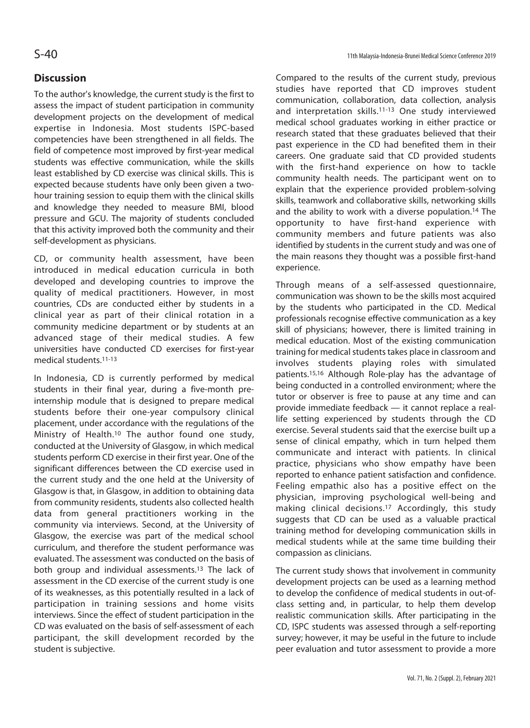## Discussion

To the author's knowledge, the current study is the first to assess the impact of student participation in community development projects on the development of medical expertise in Indonesia. Most students ISPC-based competencies have been strengthened in all fields. The field of competence most improved by first-year medical students was effective communication, while the skills least established by CD exercise was clinical skills. This is expected because students have only been given a two-hour training session to equip them with the clinical skills and knowledge they needed to measure BMI, blood pressure and GCU. The majority of students concluded that this activity improved both the community and their self-development as physicians.

CD, or community health assessment, have been introduced in medical education curricula in both developed and developing countries to improve the quality of medical practitioners. However, in most countries, CDs are conducted either by students in a clinical year as part of their clinical rotation in a community medicine department or by students at an advanced stage of their medical studies. A few universities have conducted CD exercises for first-year medical students.[11-13]

In Indonesia, CD is currently performed by medical students in their final year, during a five-month pre-internship module that is designed to prepare medical students before their one-year compulsory clinical placement, under accordance with the regulations of the Ministry of Health.[10] The author found one study, conducted at the University of Glasgow, in which medical students perform CD exercise in their first year. One of the significant differences between the CD exercise used in the current study and the one held at the University of Glasgow is that, in Glasgow, in addition to obtaining data from community residents, students also collected health data from general practitioners working in the community via interviews. Second, at the University of Glasgow, the exercise was part of the medical school curriculum, and therefore the student performance was evaluated. The assessment was conducted on the basis of both group and individual assessments.[13] The lack of assessment in the CD exercise of the current study is one of its weaknesses, as this potentially resulted in a lack of participation in training sessions and home visits interviews. Since the effect of student participation in the CD was evaluated on the basis of self-assessment of each participant, the skill development recorded by the student is subjective.

Compared to the results of the current study, previous studies have reported that CD improves student communication, collaboration, data collection, analysis and interpretation skills.[11-13] One study interviewed medical school graduates working in either practice or research stated that these graduates believed that their past experience in the CD had benefited them in their careers. One graduate said that CD provided students with the first-hand experience on how to tackle community health needs. The participant went on to explain that the experience provided problem-solving skills, teamwork and collaborative skills, networking skills and the ability to work with a diverse population.[14] The opportunity to have first-hand experience with community members and future patients was also identified by students in the current study and was one of the main reasons they thought was a possible first-hand experience.

Through means of a self-assessed questionnaire, communication was shown to be the skills most acquired by the students who participated in the CD. Medical professionals recognise effective communication as a key skill of physicians; however, there is limited training in medical education. Most of the existing communication training for medical students takes place in classroom and involves students playing roles with simulated patients.[15,16] Although Role-play has the advantage of being conducted in a controlled environment; where the tutor or observer is free to pause at any time and can provide immediate feedback — it cannot replace a real-life setting experienced by students through the CD exercise. Several students said that the exercise built up a sense of clinical empathy, which in turn helped them communicate and interact with patients. In clinical practice, physicians who show empathy have been reported to enhance patient satisfaction and confidence. Feeling empathic also has a positive effect on the physician, improving psychological well-being and making clinical decisions.[17] Accordingly, this study suggests that CD can be used as a valuable practical training method for developing communication skills in medical students while at the same time building their compassion as clinicians.

The current study shows that involvement in community development projects can be used as a learning method to develop the confidence of medical students in out-of-class setting and, in particular, to help them develop realistic communication skills. After participating in the CD, ISPC students was assessed through a self-reporting survey; however, it may be useful in the future to include peer evaluation and tutor assessment to provide a more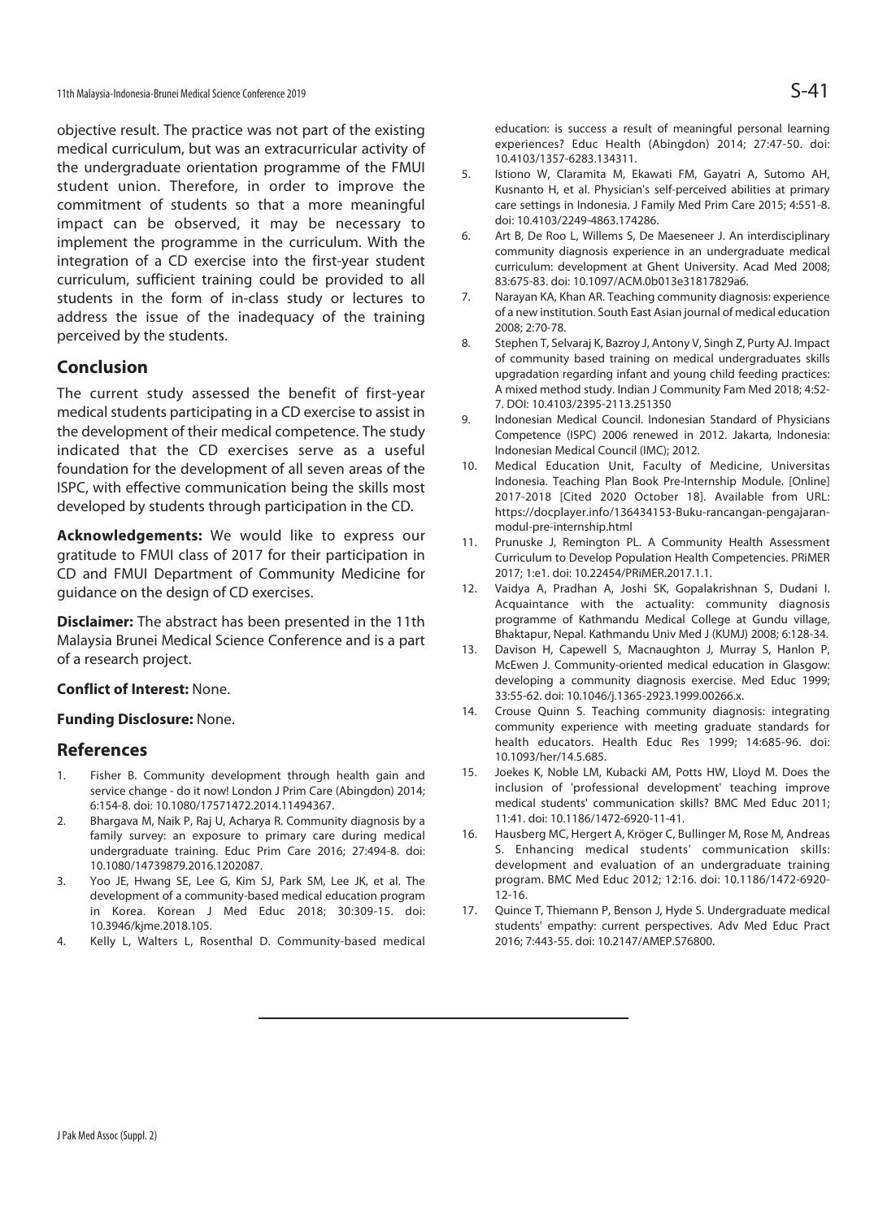objective result. The practice was not part of the existing medical curriculum, but was an extracurricular activity of the undergraduate orientation programme of the FMUI student union. Therefore, in order to improve the commitment of students so that a more meaningful impact can be observed, it may be necessary to implement the programme in the curriculum. With the integration of a CD exercise into the first-year student curriculum, sufficient training could be provided to all students in the form of in-class study or lectures to address the issue of the inadequacy of the training perceived by the students.

## Conclusion

The current study assessed the benefit of first-year medical students participating in a CD exercise to assist in the development of their medical competence. The study indicated that the CD exercises serve as a useful foundation for the development of all seven areas of the ISPC, with effective communication being the skills most developed by students through participation in the CD.

**Acknowledgements:** We would like to express our gratitude to FMUI class of 2017 for their participation in CD and FMUI Department of Community Medicine for guidance on the design of CD exercises.

**Disclaimer:** The abstract has been presented in the 11th Malaysia Brunei Medical Science Conference and is a part of a research project.

**Conflict of Interest:** None.

**Funding Disclosure:** None.

## References

1. Fisher B. Community development through health gain and service change - do it now! London J Prim Care (Abingdon) 2014; 6:154-8. doi: 10.1080/17571472.2014.11494367.
2. Bhargava M, Naik P, Raj U, Acharya R. Community diagnosis by a family survey: an exposure to primary care during medical undergraduate training. Educ Prim Care 2016; 27:494-8. doi: 10.1080/14739879.2016.1202087.
3. Yoo JE, Hwang SE, Lee G, Kim SJ, Park SM, Lee JK, et al. The development of a community-based medical education program in Korea. Korean J Med Educ 2018; 30:309-15. doi: 10.3946/kjme.2018.105.
4. Kelly L, Walters L, Rosenthal D. Community-based medical education: is success a result of meaningful personal learning experiences? Educ Health (Abingdon) 2014; 27:47-50. doi: 10.4103/1357-6283.134311.
5. Istiono W, Claramita M, Ekawati FM, Gayatri A, Sutomo AH, Kusnanto H, et al. Physician's self-perceived abilities at primary care settings in Indonesia. J Family Med Prim Care 2015; 4:551-8. doi: 10.4103/2249-4863.174286.
6. Art B, De Roo L, Willems S, De Maeseneer J. An interdisciplinary community diagnosis experience in an undergraduate medical curriculum: development at Ghent University. Acad Med 2008; 83:675-83. doi: 10.1097/ACM.0b013e31817829a6.
7. Narayan KA, Khan AR. Teaching community diagnosis: experience of a new institution. South East Asian journal of medical education 2008; 2:70-78.
8. Stephen T, Selvaraj K, Bazroy J, Antony V, Singh Z, Purty AJ. Impact of community based training on medical undergraduates skills upgradation regarding infant and young child feeding practices: A mixed method study. Indian J Community Fam Med 2018; 4:52-7. DOI: 10.4103/2395-2113.251350
9. Indonesian Medical Council. Indonesian Standard of Physicians Competence (ISPC) 2006 renewed in 2012. Jakarta, Indonesia: Indonesian Medical Council (IMC); 2012.
10. Medical Education Unit, Faculty of Medicine, Universitas Indonesia. Teaching Plan Book Pre-Internship Module. [Online] 2017-2018 [Cited 2020 October 18]. Available from URL: https://docplayer.info/136434153-Buku-rancangan-pengajaran-modul-pre-internship.html
11. Prunuske J, Remington PL. A Community Health Assessment Curriculum to Develop Population Health Competencies. PRiMER 2017; 1:e1. doi: 10.22454/PRiMER.2017.1.1.
12. Vaidya A, Pradhan A, Joshi SK, Gopalakrishnan S, Dudani I. Acquaintance with the actuality: community diagnosis programme of Kathmandu Medical College at Gundu village, Bhaktapur, Nepal. Kathmandu Univ Med J (KUMJ) 2008; 6:128-34.
13. Davison H, Capewell S, Macnaughton J, Murray S, Hanlon P, McEwen J. Community-oriented medical education in Glasgow: developing a community diagnosis exercise. Med Educ 1999; 33:55-62. doi: 10.1046/j.1365-2923.1999.00266.x.
14. Crouse Quinn S. Teaching community diagnosis: integrating community experience with meeting graduate standards for health educators. Health Educ Res 1999; 14:685-96. doi: 10.1093/her/14.5.685.
15. Joekes K, Noble LM, Kubacki AM, Potts HW, Lloyd M. Does the inclusion of 'professional development' teaching improve medical students' communication skills? BMC Med Educ 2011; 11:41. doi: 10.1186/1472-6920-11-41.
16. Hausberg MC, Hergert A, Kröger C, Bullinger M, Rose M, Andreas S. Enhancing medical students' communication skills: development and evaluation of an undergraduate training program. BMC Med Educ 2012; 12:16. doi: 10.1186/1472-6920-12-16.
17. Quince T, Thiemann P, Benson J, Hyde S. Undergraduate medical students' empathy: current perspectives. Adv Med Educ Pract 2016; 7:443-55. doi: 10.2147/AMEP.S76800.